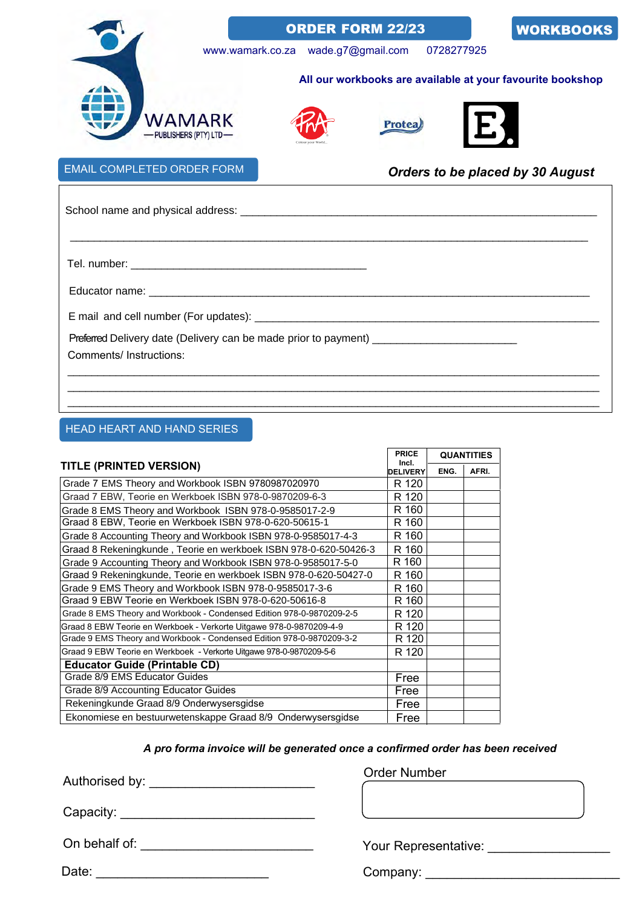WAMARK PUBLISHERS (PTY) LTD

# ORDER FORM 22/23

**WORKBOOKS**

www.wamark.co.za wade.g7@gmail.com 0728277925

**All our workbooks are available at your favourite bookshop**

EMAIL COMPLETED ORDER FORM

***Orders to be placed by 30 August***

School name and physical address: ____________________________________________

____________________________________________

Tel. number: ____________________________

Educator name: ____________________________________________

E mail and cell number (For updates): ____________________________________________

Preferred Delivery date (Delivery can be made prior to payment) ____________________

Comments/ Instructions:

____________________________________________

____________________________________________

____________________________________________

## HEAD HEART AND HAND SERIES

| TITLE (PRINTED VERSION) | PRICE Incl. DELIVERY | QUANTITIES | |
|---|---|---|---|
| | | ENG. | AFRI. |
| Grade 7 EMS Theory and Workbook ISBN 9780987020970 | R 120 | | |
| Graad 7 EBW, Teorie en Werkboek ISBN 978-0-9870209-6-3 | R 120 | | |
| Grade 8 EMS Theory and Workbook ISBN 978-0-9585017-2-9 | R 160 | | |
| Graad 8 EBW, Teorie en Werkboek ISBN 978-0-620-50615-1 | R 160 | | |
| Grade 8 Accounting Theory and Workbook ISBN 978-0-9585017-4-3 | R 160 | | |
| Graad 8 Rekeningkunde , Teorie en werkboek ISBN 978-0-620-50426-3 | R 160 | | |
| Grade 9 Accounting Theory and Workbook ISBN 978-0-9585017-5-0 | R 160 | | |
| Graad 9 Rekeningkunde, Teorie en werkboek ISBN 978-0-620-50427-0 | R 160 | | |
| Grade 9 EMS Theory and Workbook ISBN 978-0-9585017-3-6 | R 160 | | |
| Graad 9 EBW Teorie en Werkboek ISBN 978-0-620-50616-8 | R 160 | | |
| Grade 8 EMS Theory and Workbook - Condensed Edition 978-0-9870209-2-5 | R 120 | | |
| Graad 8 EBW Teorie en Werkboek - Verkorte Uitgawe 978-0-9870209-4-9 | R 120 | | |
| Grade 9 EMS Theory and Workbook - Condensed Edition 978-0-9870209-3-2 | R 120 | | |
| Graad 9 EBW Teorie en Werkboek - Verkorte Uitgawe 978-0-9870209-5-6 | R 120 | | |
| **Educator Guide (Printable CD)** | | | |
| Grade 8/9 EMS Educator Guides | Free | | |
| Grade 8/9 Accounting Educator Guides | Free | | |
| Rekeningkunde Graad 8/9 Onderwysersgidse | Free | | |
| Ekonomiese en bestuurwetenskappe Graad 8/9 Onderwysersgidse | Free | | |

***A pro forma invoice will be generated once a confirmed order has been received***

Authorised by: ____________________

Capacity: ____________________

On behalf of: ____________________

Date: ____________________

Order Number

Your Representative: ____________________

Company: ____________________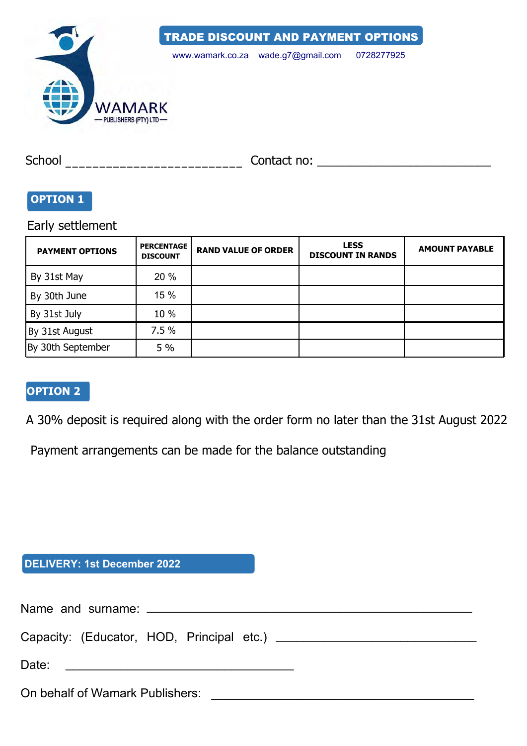WAMARK PUBLISHERS (PTY) LTD

## TRADE DISCOUNT AND PAYMENT OPTIONS

www.wamark.co.za wade.g7@gmail.com 0728277925

School _________________________ Contact no: _________________________

### OPTION 1

Early settlement

| PAYMENT OPTIONS | PERCENTAGE DISCOUNT | RAND VALUE OF ORDER | LESS DISCOUNT IN RANDS | AMOUNT PAYABLE |
|---|---|---|---|---|
| By 31st May | 20 % | | | |
| By 30th June | 15 % | | | |
| By 31st July | 10 % | | | |
| By 31st August | 7.5 % | | | |
| By 30th September | 5 % | | | |

### OPTION 2

A 30% deposit is required along with the order form no later than the 31st August 2022

Payment arrangements can be made for the balance outstanding

### DELIVERY: 1st December 2022

Name and surname: ______________________________________________

Capacity: (Educator, HOD, Principal etc.) _____________________________

Date: __________________________________

On behalf of Wamark Publishers: ________________________________________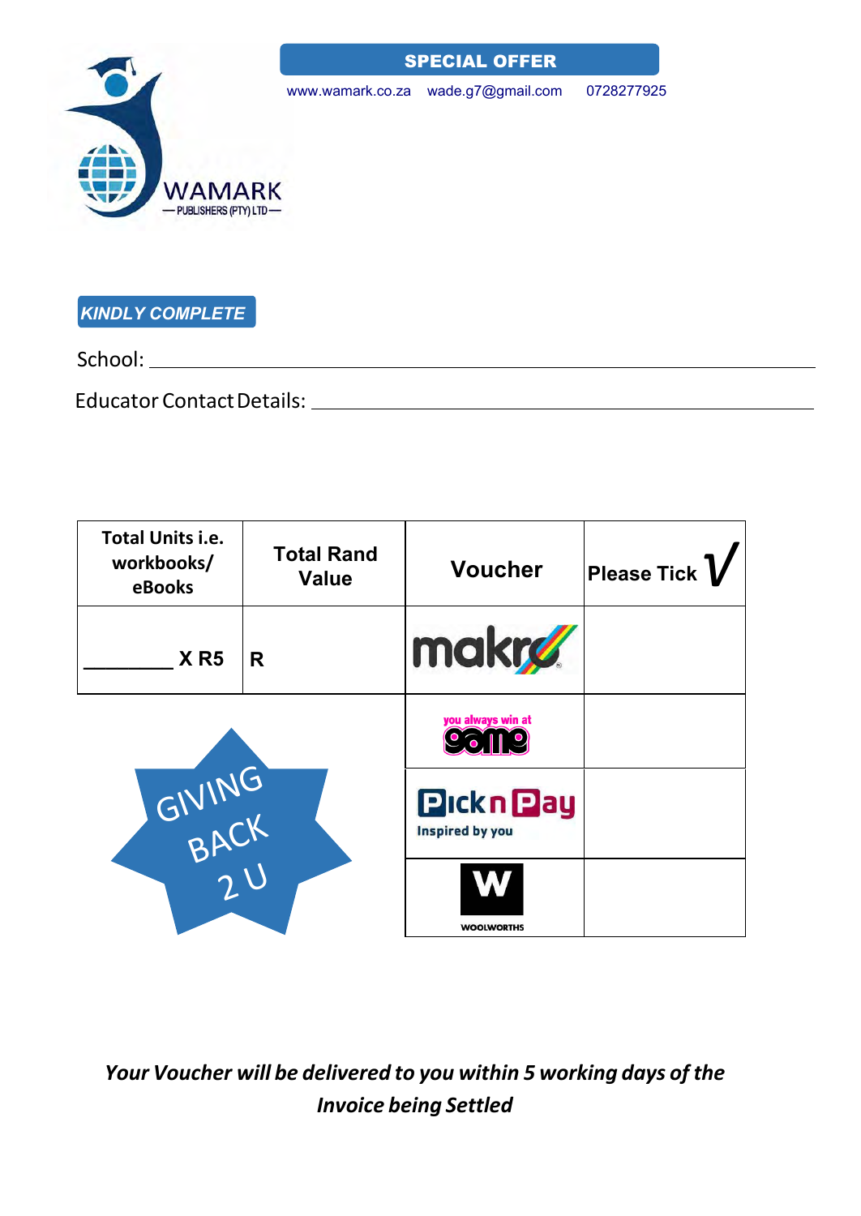WAMARK
PUBLISHERS (PTY) LTD

**SPECIAL OFFER**

www.wamark.co.za wade.g7@gmail.com 0728277925

***KINDLY COMPLETE***

School: ______________________________________________

Educator Contact Details: ______________________________________

| Total Units i.e. workbooks/ eBooks | Total Rand Value | Voucher | Please Tick √ |
|---|---|---|---|
| ________ X R5 | R | makro | |
| | | you always win at game | |
| | | Pick n Pay Inspired by you | |
| | | W WOOLWORTHS | |

GIVING BACK 2 U

***Your Voucher will be delivered to you within 5 working days of the Invoice being Settled***